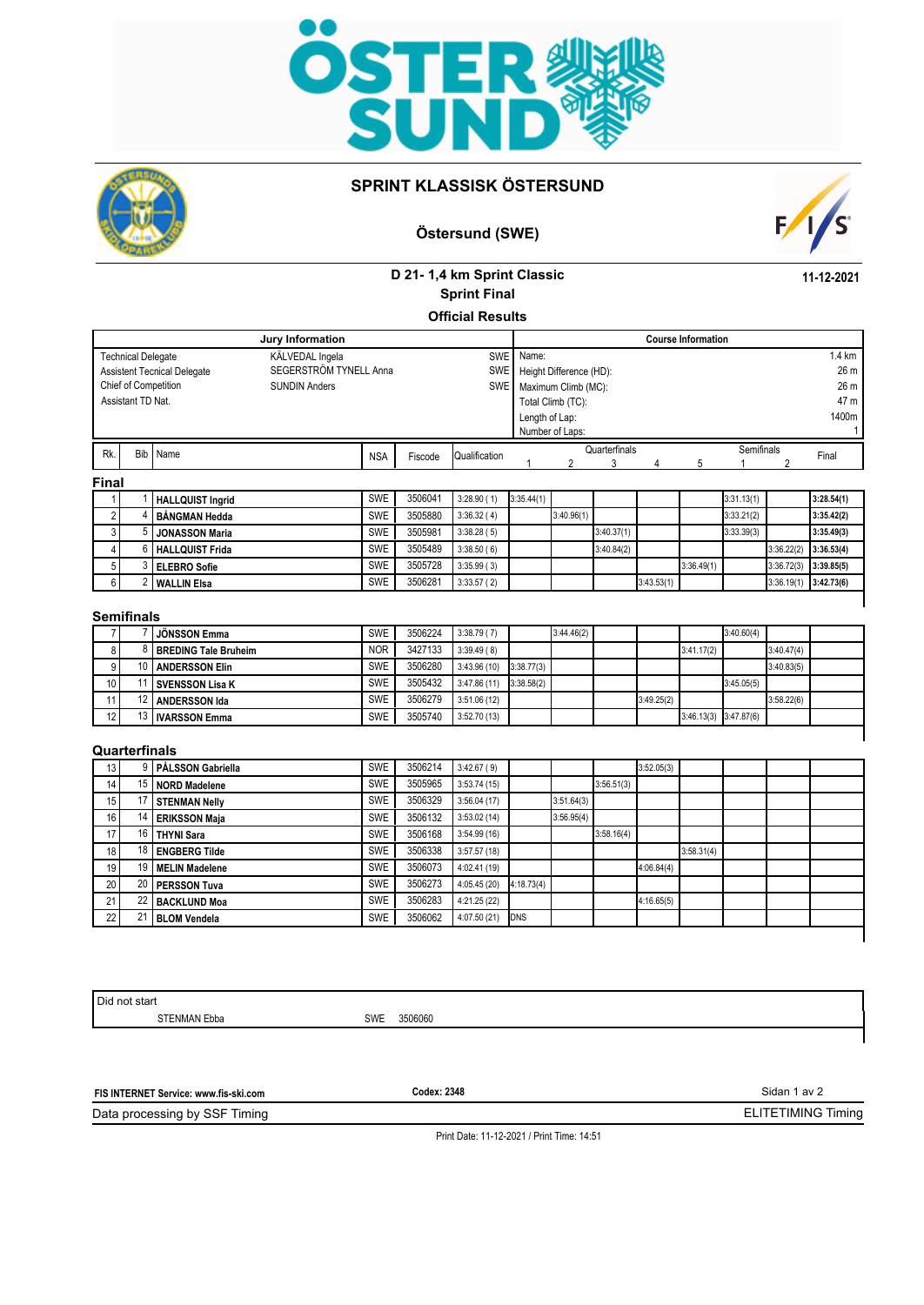# SPRINT KLASSISK ÖSTERSUND

## Östersund (SWE)

### D 21- 1,4 km Sprint Classic
### Sprint Final
### Official Results

11-12-2021

| Jury Information | | |
|---|---|---|
| Technical Delegate | KÄLVEDAL Ingela | SWE |
| Assistent Tecnical Delegate | SEGERSTRÖM TYNELL Anna | SWE |
| Chief of Competition | SUNDIN Anders | SWE |
| Assistant TD Nat. | | |

| Course Information | |
|---|---|
| Name: | 1.4 km |
| Height Difference (HD): | 26 m |
| Maximum Climb (MC): | 26 m |
| Total Climb (TC): | 47 m |
| Length of Lap: | 1400m |
| Number of Laps: | 1 |

| Rk. | Bib | Name | NSA | Fiscode | Qualification | Quarterfinals 1 | 2 | 3 | 4 | 5 | Semifinals 1 | 2 | Final |
|---|---|---|---|---|---|---|---|---|---|---|---|---|---|
| **Final** | | | | | | | | | | | | | |
| 1 | 1 | **HALLQUIST Ingrid** | SWE | 3506041 | 3:28.90 ( 1) | 3:35.44(1) | | | | | 3:31.13(1) | | **3:28.54(1)** |
| 2 | 4 | **BÅNGMAN Hedda** | SWE | 3505880 | 3:36.32 ( 4) | | 3:40.96(1) | | | | 3:33.21(2) | | **3:35.42(2)** |
| 3 | 5 | **JONASSON Maria** | SWE | 3505981 | 3:38.28 ( 5) | | | 3:40.37(1) | | | 3:33.39(3) | | **3:35.49(3)** |
| 4 | 6 | **HALLQUIST Frida** | SWE | 3505489 | 3:38.50 ( 6) | | | 3:40.84(2) | | | | 3:36.22(2) | **3:36.53(4)** |
| 5 | 3 | **ELEBRO Sofie** | SWE | 3505728 | 3:35.99 ( 3) | | | | | 3:36.49(1) | | 3:36.72(3) | **3:39.85(5)** |
| 6 | 2 | **WALLIN Elsa** | SWE | 3506281 | 3:33.57 ( 2) | | | | 3:43.53(1) | | | 3:36.19(1) | **3:42.73(6)** |
| **Semifinals** | | | | | | | | | | | | | |
| 7 | 7 | **JÖNSSON Emma** | SWE | 3506224 | 3:38.79 ( 7) | | 3:44.46(2) | | | | 3:40.60(4) | | |
| 8 | 8 | **BREDING Tale Bruheim** | NOR | 3427133 | 3:39.49 ( 8) | | | | | 3:41.17(2) | | 3:40.47(4) | |
| 9 | 10 | **ANDERSSON Elin** | SWE | 3506280 | 3:43.96 (10) | 3:38.77(3) | | | | | | 3:40.83(5) | |
| 10 | 11 | **SVENSSON Lisa K** | SWE | 3505432 | 3:47.86 (11) | 3:38.58(2) | | | | | 3:45.05(5) | | |
| 11 | 12 | **ANDERSSON Ida** | SWE | 3506279 | 3:51.06 (12) | | | | 3:49.25(2) | | | 3:58.22(6) | |
| 12 | 13 | **IVARSSON Emma** | SWE | 3505740 | 3:52.70 (13) | | | | | 3:46.13(3) | 3:47.87(6) | | |
| **Quarterfinals** | | | | | | | | | | | | | |
| 13 | 9 | **PÅLSSON Gabriella** | SWE | 3506214 | 3:42.67 ( 9) | | | | 3:52.05(3) | | | | |
| 14 | 15 | **NORD Madelene** | SWE | 3505965 | 3:53.74 (15) | | | 3:56.51(3) | | | | | |
| 15 | 17 | **STENMAN Nelly** | SWE | 3506329 | 3:56.04 (17) | | 3:51.64(3) | | | | | | |
| 16 | 14 | **ERIKSSON Maja** | SWE | 3506132 | 3:53.02 (14) | | 3:56.95(4) | | | | | | |
| 17 | 16 | **THYNI Sara** | SWE | 3506168 | 3:54.99 (16) | | | 3:58.16(4) | | | | | |
| 18 | 18 | **ENGBERG Tilde** | SWE | 3506338 | 3:57.57 (18) | | | | | 3:58.31(4) | | | |
| 19 | 19 | **MELIN Madelene** | SWE | 3506073 | 4:02.41 (19) | | | | 4:06.84(4) | | | | |
| 20 | 20 | **PERSSON Tuva** | SWE | 3506273 | 4:05.45 (20) | 4:18.73(4) | | | | | | | |
| 21 | 22 | **BACKLUND Moa** | SWE | 3506283 | 4:21.25 (22) | | | | 4:16.65(5) | | | | |
| 22 | 21 | **BLOM Vendela** | SWE | 3506062 | 4:07.50 (21) | DNS | | | | | | | |

Did not start

| Name | NSA | Fiscode |
|---|---|---|
| STENMAN Ebba | SWE | 3506060 |

**FIS INTERNET Service: www.fis-ski.com** **Codex: 2348**

Data processing by SSF Timing ELITETIMING Timing

Print Date: 11-12-2021 / Print Time: 14:51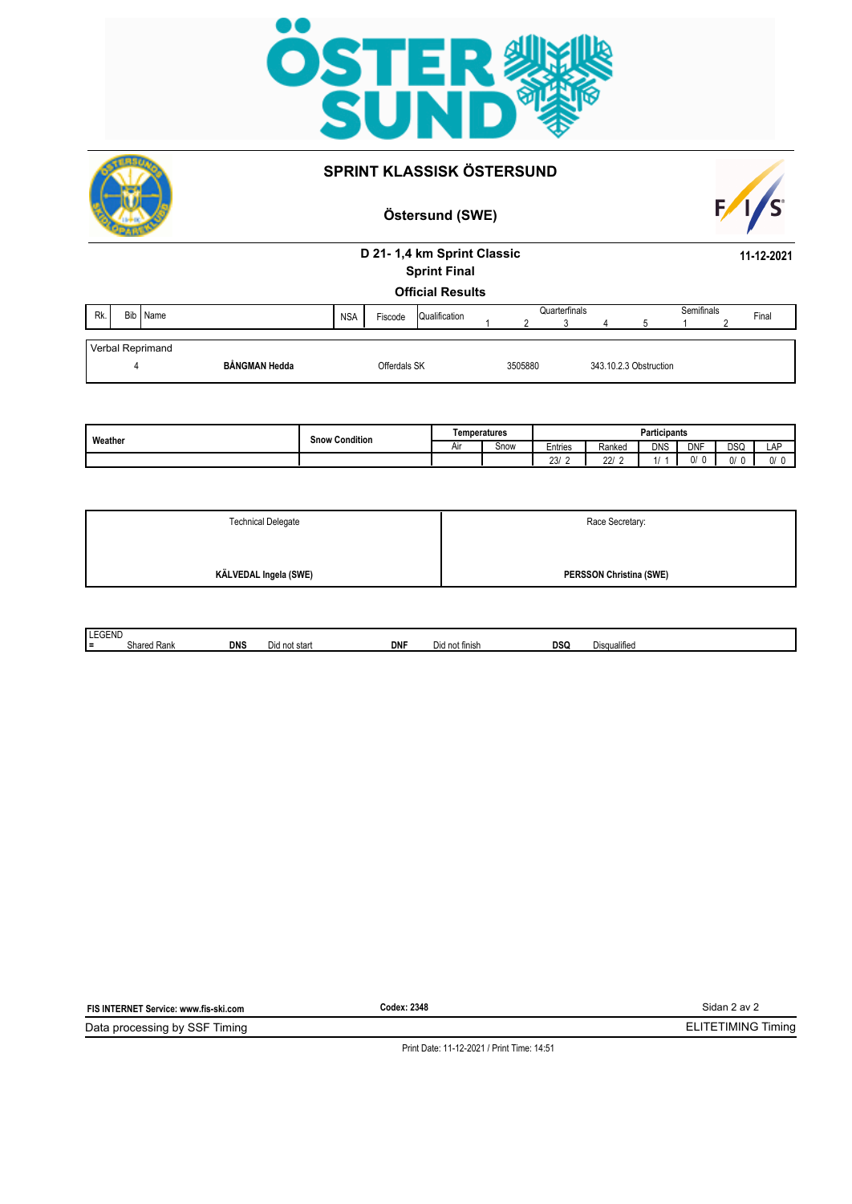## SPRINT KLASSISK ÖSTERSUND

### Östersund (SWE)

**D 21- 1,4 km Sprint Classic**
**Sprint Final**
**Official Results**

**11-12-2021**

| Rk. | Bib | Name | NSA | Fiscode | Qualification | Quarterfinals 1 | 2 | 3 | 4 | 5 | Semifinals 1 | 2 | Final |
|---|---|---|---|---|---|---|---|---|---|---|---|---|---|

**Verbal Reprimand**

| Bib | Name | Club | Fiscode | Rule |
|---|---|---|---|---|
| 4 | **BÅNGMAN Hedda** | Offerdals SK | 3505880 | 343.10.2.3 Obstruction |

| Weather | Snow Condition | Temperatures Air | Snow | Participants Entries | Ranked | DNS | DNF | DSQ | LAP |
|---|---|---|---|---|---|---|---|---|---|
| | | | | 23/ 2 | 22/ 2 | 1/ 1 | 0/ 0 | 0/ 0 | 0/ 0 |

| Technical Delegate | Race Secretary: |
|---|---|
| **KÄLVEDAL Ingela (SWE)** | **PERSSON Christina (SWE)** |

LEGEND
**=** Shared Rank **DNS** Did not start **DNF** Did not finish **DSQ** Disqualified

**FIS INTERNET Service: www.fis-ski.com** **Codex: 2348**

Data processing by SSF Timing ELITETIMING Timing

Print Date: 11-12-2021 / Print Time: 14:51